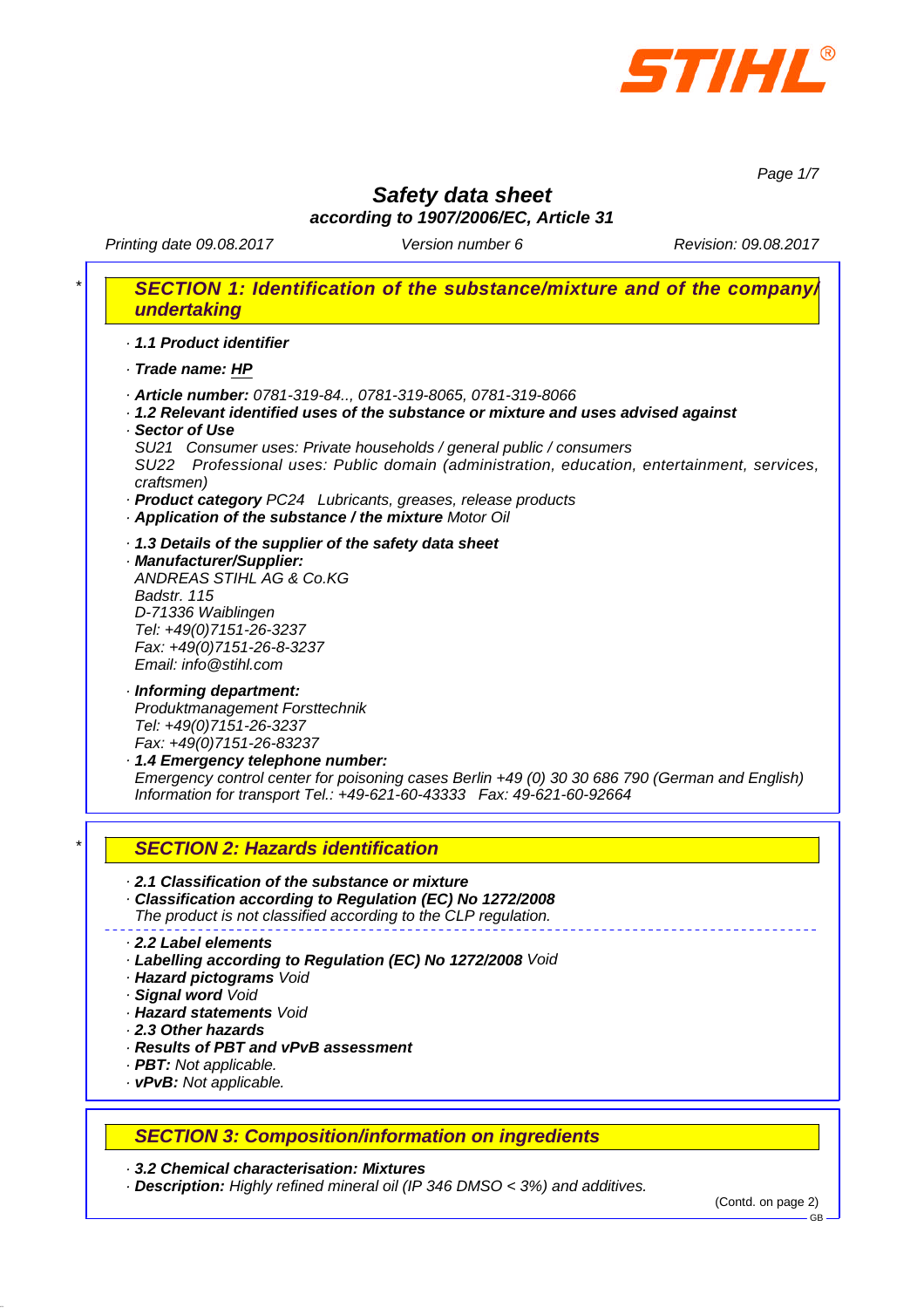STIHL®

# Safety data sheet

**according to 1907/2006/EC, Article 31**

Printing date 09.08.2017 | Version number 6 | Revision: 09.08.2017

## * SECTION 1: Identification of the substance/mixture and of the company/undertaking

· **1.1 Product identifier**

· **Trade name: HP**

· **Article number:** 0781-319-84.., 0781-319-8065, 0781-319-8066
· **1.2 Relevant identified uses of the substance or mixture and uses advised against**
· **Sector of Use**
SU21 Consumer uses: Private households / general public / consumers
SU22 Professional uses: Public domain (administration, education, entertainment, services, craftsmen)
· **Product category** PC24 Lubricants, greases, release products
· **Application of the substance / the mixture** Motor Oil

· **1.3 Details of the supplier of the safety data sheet**
· **Manufacturer/Supplier:**
ANDREAS STIHL AG & Co.KG
Badstr. 115
D-71336 Waiblingen
Tel: +49(0)7151-26-3237
Fax: +49(0)7151-26-8-3237
Email: info@stihl.com

· **Informing department:**
Produktmanagement Forsttechnik
Tel: +49(0)7151-26-3237
Fax: +49(0)7151-26-83237
· **1.4 Emergency telephone number:**
Emergency control center for poisoning cases Berlin +49 (0) 30 30 686 790 (German and English)
Information for transport Tel.: +49-621-60-43333 Fax: 49-621-60-92664

## * SECTION 2: Hazards identification

· **2.1 Classification of the substance or mixture**
· **Classification according to Regulation (EC) No 1272/2008**
The product is not classified according to the CLP regulation.

· **2.2 Label elements**
· **Labelling according to Regulation (EC) No 1272/2008** Void
· **Hazard pictograms** Void
· **Signal word** Void
· **Hazard statements** Void
· **2.3 Other hazards**
· **Results of PBT and vPvB assessment**
· **PBT:** Not applicable.
· **vPvB:** Not applicable.

## SECTION 3: Composition/information on ingredients

· **3.2 Chemical characterisation: Mixtures**
· **Description:** Highly refined mineral oil (IP 346 DMSO < 3%) and additives.

(Contd. on page 2)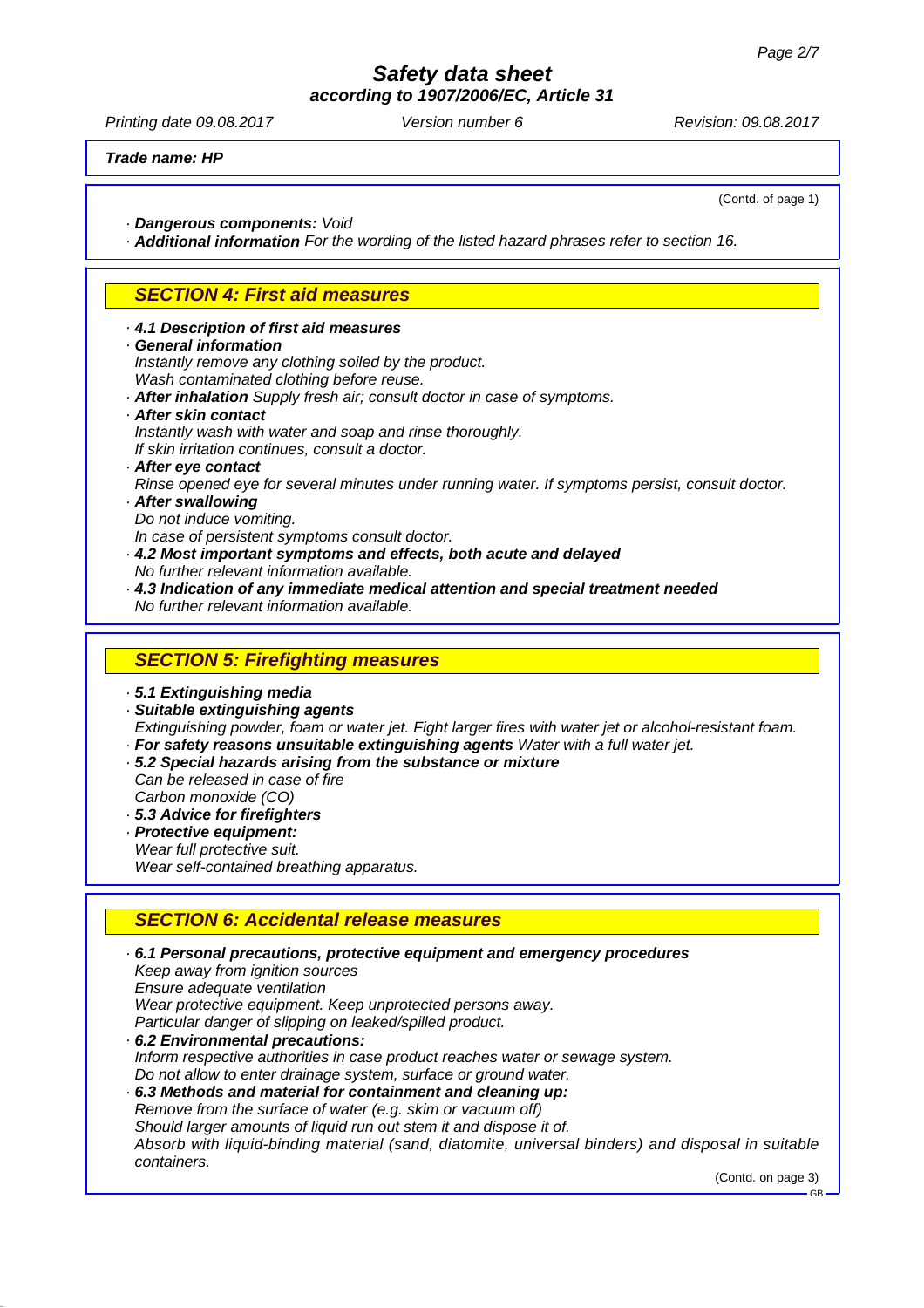**Trade name: HP**

(Contd. of page 1)

· **Dangerous components:** *Void*

· **Additional information** *For the wording of the listed hazard phrases refer to section 16.*

## SECTION 4: First aid measures

· **4.1 Description of first aid measures**

· **General information**

*Instantly remove any clothing soiled by the product.*
*Wash contaminated clothing before reuse.*

· **After inhalation** *Supply fresh air; consult doctor in case of symptoms.*

· **After skin contact**

*Instantly wash with water and soap and rinse thoroughly.*
*If skin irritation continues, consult a doctor.*

· **After eye contact**

*Rinse opened eye for several minutes under running water. If symptoms persist, consult doctor.*

· **After swallowing**

*Do not induce vomiting.*
*In case of persistent symptoms consult doctor.*

· **4.2 Most important symptoms and effects, both acute and delayed**

*No further relevant information available.*

· **4.3 Indication of any immediate medical attention and special treatment needed**

*No further relevant information available.*

## SECTION 5: Firefighting measures

· **5.1 Extinguishing media**

· **Suitable extinguishing agents**

*Extinguishing powder, foam or water jet. Fight larger fires with water jet or alcohol-resistant foam.*

· **For safety reasons unsuitable extinguishing agents** *Water with a full water jet.*

· **5.2 Special hazards arising from the substance or mixture**

*Can be released in case of fire*
*Carbon monoxide (CO)*

· **5.3 Advice for firefighters**

· **Protective equipment:**

*Wear full protective suit.*
*Wear self-contained breathing apparatus.*

## SECTION 6: Accidental release measures

· **6.1 Personal precautions, protective equipment and emergency procedures**

*Keep away from ignition sources*
*Ensure adequate ventilation*
*Wear protective equipment. Keep unprotected persons away.*
*Particular danger of slipping on leaked/spilled product.*

· **6.2 Environmental precautions:**

*Inform respective authorities in case product reaches water or sewage system.*
*Do not allow to enter drainage system, surface or ground water.*

· **6.3 Methods and material for containment and cleaning up:**

*Remove from the surface of water (e.g. skim or vacuum off)*
*Should larger amounts of liquid run out stem it and dispose it of.*
*Absorb with liquid-binding material (sand, diatomite, universal binders) and disposal in suitable containers.*

(Contd. on page 3)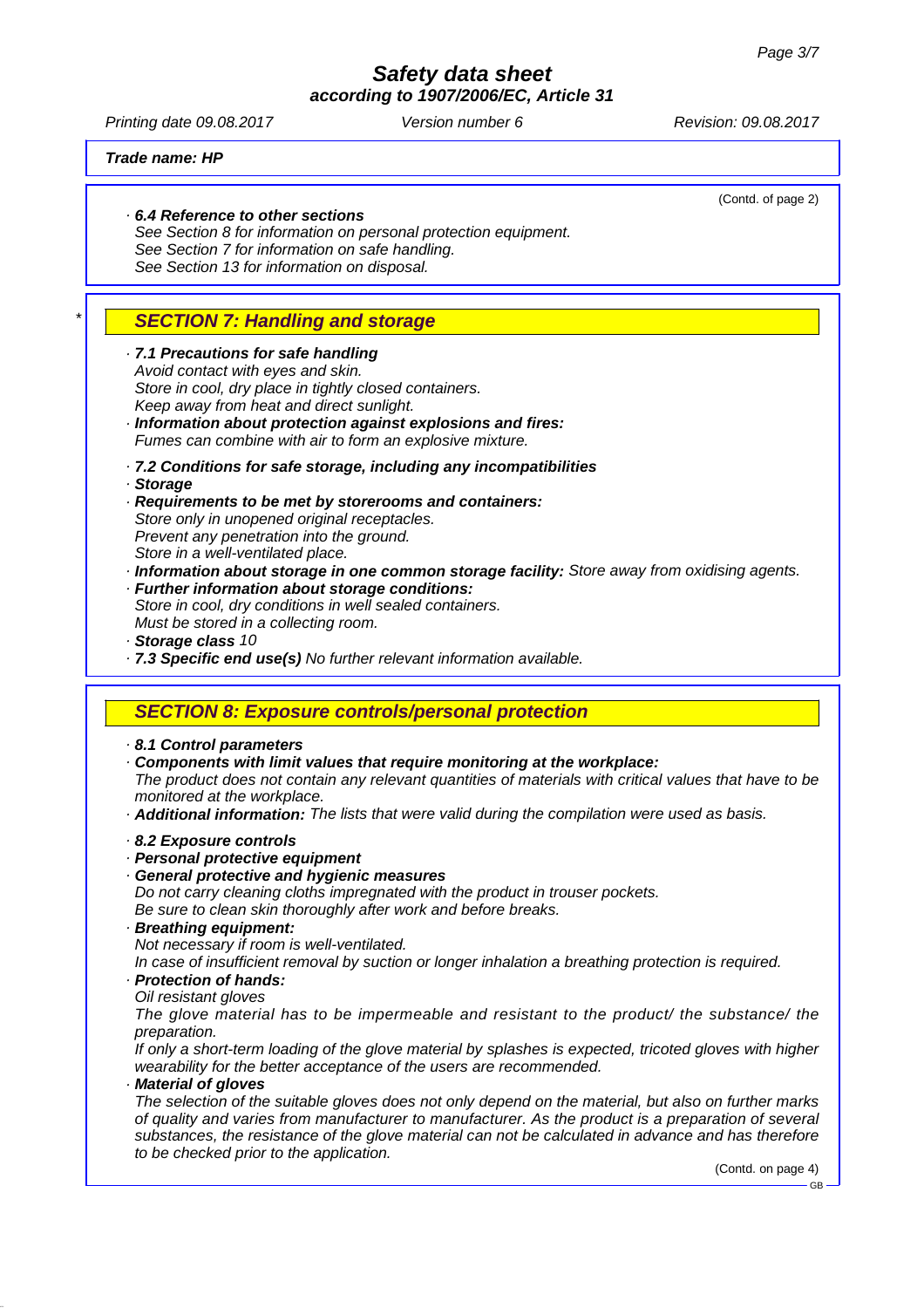**Trade name: HP**

(Contd. of page 2)

· **6.4 Reference to other sections**
See Section 8 for information on personal protection equipment.
See Section 7 for information on safe handling.
See Section 13 for information on disposal.

## SECTION 7: Handling and storage

· **7.1 Precautions for safe handling**
Avoid contact with eyes and skin.
Store in cool, dry place in tightly closed containers.
Keep away from heat and direct sunlight.
· **Information about protection against explosions and fires:**
Fumes can combine with air to form an explosive mixture.

· **7.2 Conditions for safe storage, including any incompatibilities**
· **Storage**
· **Requirements to be met by storerooms and containers:**
Store only in unopened original receptacles.
Prevent any penetration into the ground.
Store in a well-ventilated place.
· **Information about storage in one common storage facility:** Store away from oxidising agents.
· **Further information about storage conditions:**
Store in cool, dry conditions in well sealed containers.
Must be stored in a collecting room.
· **Storage class** 10
· **7.3 Specific end use(s)** No further relevant information available.

## SECTION 8: Exposure controls/personal protection

· **8.1 Control parameters**
· **Components with limit values that require monitoring at the workplace:**
The product does not contain any relevant quantities of materials with critical values that have to be monitored at the workplace.
· **Additional information:** The lists that were valid during the compilation were used as basis.

· **8.2 Exposure controls**
· **Personal protective equipment**
· **General protective and hygienic measures**
Do not carry cleaning cloths impregnated with the product in trouser pockets.
Be sure to clean skin thoroughly after work and before breaks.
· **Breathing equipment:**
Not necessary if room is well-ventilated.
In case of insufficient removal by suction or longer inhalation a breathing protection is required.
· **Protection of hands:**
Oil resistant gloves
The glove material has to be impermeable and resistant to the product/ the substance/ the preparation.
If only a short-term loading of the glove material by splashes is expected, tricoted gloves with higher wearability for the better acceptance of the users are recommended.
· **Material of gloves**
The selection of the suitable gloves does not only depend on the material, but also on further marks of quality and varies from manufacturer to manufacturer. As the product is a preparation of several substances, the resistance of the glove material can not be calculated in advance and has therefore to be checked prior to the application.

(Contd. on page 4)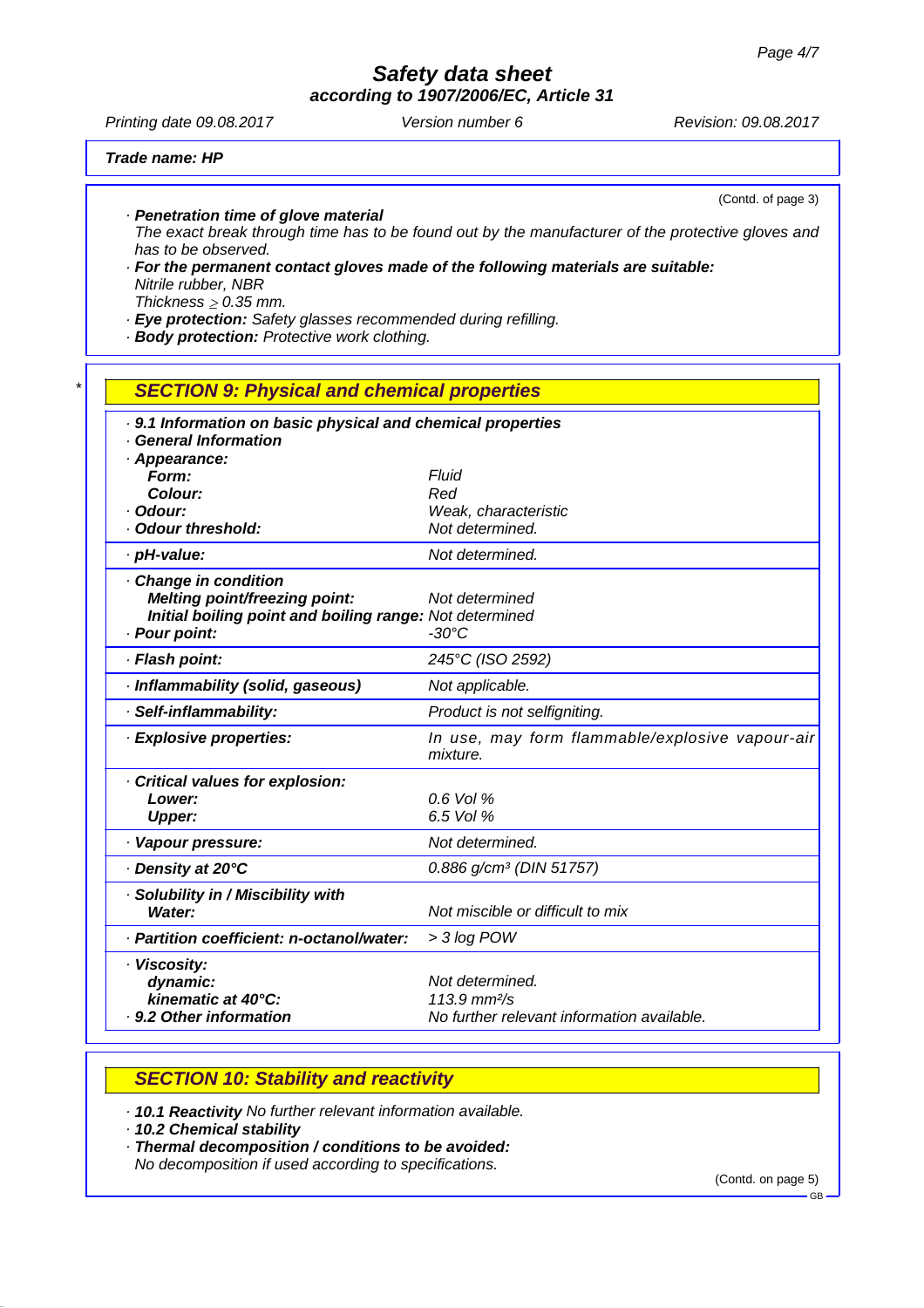**Trade name: HP**

(Contd. of page 3)

- **Penetration time of glove material**
  The exact break through time has to be found out by the manufacturer of the protective gloves and has to be observed.
- **For the permanent contact gloves made of the following materials are suitable:**
  Nitrile rubber, NBR
  Thickness ≥ 0.35 mm.
- **Eye protection:** Safety glasses recommended during refilling.
- **Body protection:** Protective work clothing.

## SECTION 9: Physical and chemical properties

- **9.1 Information on basic physical and chemical properties**
- **General Information**

| Property | Value |
|---|---|
| **Appearance:** | |
| **Form:** | Fluid |
| **Colour:** | Red |
| **Odour:** | Weak, characteristic |
| **Odour threshold:** | Not determined. |
| **pH-value:** | Not determined. |
| **Change in condition** | |
| **Melting point/freezing point:** | Not determined |
| **Initial boiling point and boiling range:** | Not determined |
| **Pour point:** | -30°C |
| **Flash point:** | 245°C (ISO 2592) |
| **Inflammability (solid, gaseous)** | Not applicable. |
| **Self-inflammability:** | Product is not selfigniting. |
| **Explosive properties:** | In use, may form flammable/explosive vapour-air mixture. |
| **Critical values for explosion:** | |
| **Lower:** | 0.6 Vol % |
| **Upper:** | 6.5 Vol % |
| **Vapour pressure:** | Not determined. |
| **Density at 20°C** | 0.886 g/cm³ (DIN 51757) |
| **Solubility in / Miscibility with** | |
| **Water:** | Not miscible or difficult to mix |
| **Partition coefficient: n-octanol/water:** | > 3 log POW |
| **Viscosity:** | |
| **dynamic:** | Not determined. |
| **kinematic at 40°C:** | 113.9 mm²/s |
| **9.2 Other information** | No further relevant information available. |

## SECTION 10: Stability and reactivity

- **10.1 Reactivity** No further relevant information available.
- **10.2 Chemical stability**
- **Thermal decomposition / conditions to be avoided:**
  No decomposition if used according to specifications.

(Contd. on page 5)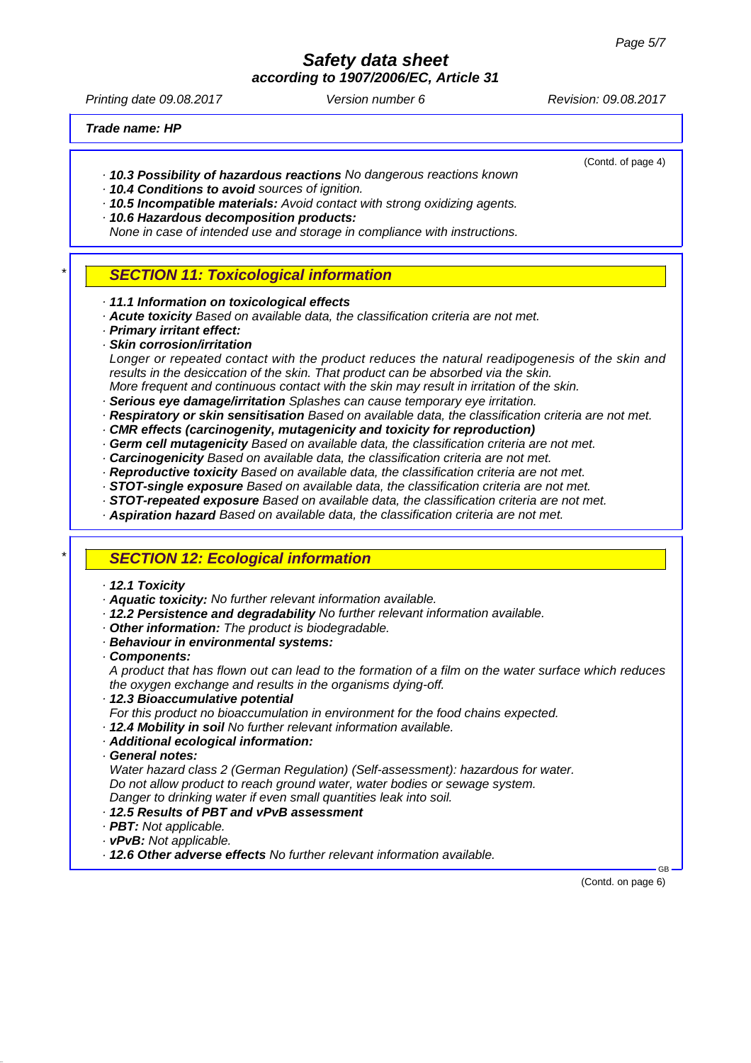**Trade name: HP**

(Contd. of page 4)

· **10.3 Possibility of hazardous reactions** No dangerous reactions known
· **10.4 Conditions to avoid** sources of ignition.
· **10.5 Incompatible materials:** Avoid contact with strong oxidizing agents.
· **10.6 Hazardous decomposition products:**
None in case of intended use and storage in compliance with instructions.

## * SECTION 11: Toxicological information

· **11.1 Information on toxicological effects**
· **Acute toxicity** Based on available data, the classification criteria are not met.
· **Primary irritant effect:**
· **Skin corrosion/irritation**
Longer or repeated contact with the product reduces the natural readipogenesis of the skin and results in the desiccation of the skin. That product can be absorbed via the skin.
More frequent and continuous contact with the skin may result in irritation of the skin.
· **Serious eye damage/irritation** Splashes can cause temporary eye irritation.
· **Respiratory or skin sensitisation** Based on available data, the classification criteria are not met.
· **CMR effects (carcinogenity, mutagenicity and toxicity for reproduction)**
· **Germ cell mutagenicity** Based on available data, the classification criteria are not met.
· **Carcinogenicity** Based on available data, the classification criteria are not met.
· **Reproductive toxicity** Based on available data, the classification criteria are not met.
· **STOT-single exposure** Based on available data, the classification criteria are not met.
· **STOT-repeated exposure** Based on available data, the classification criteria are not met.
· **Aspiration hazard** Based on available data, the classification criteria are not met.

## * SECTION 12: Ecological information

· **12.1 Toxicity**
· **Aquatic toxicity:** No further relevant information available.
· **12.2 Persistence and degradability** No further relevant information available.
· **Other information:** The product is biodegradable.
· **Behaviour in environmental systems:**
· **Components:**
A product that has flown out can lead to the formation of a film on the water surface which reduces the oxygen exchange and results in the organisms dying-off.
· **12.3 Bioaccumulative potential**
For this product no bioaccumulation in environment for the food chains expected.
· **12.4 Mobility in soil** No further relevant information available.
· **Additional ecological information:**
· **General notes:**
Water hazard class 2 (German Regulation) (Self-assessment): hazardous for water.
Do not allow product to reach ground water, water bodies or sewage system.
Danger to drinking water if even small quantities leak into soil.
· **12.5 Results of PBT and vPvB assessment**
· **PBT:** Not applicable.
· **vPvB:** Not applicable.
· **12.6 Other adverse effects** No further relevant information available.

(Contd. on page 6)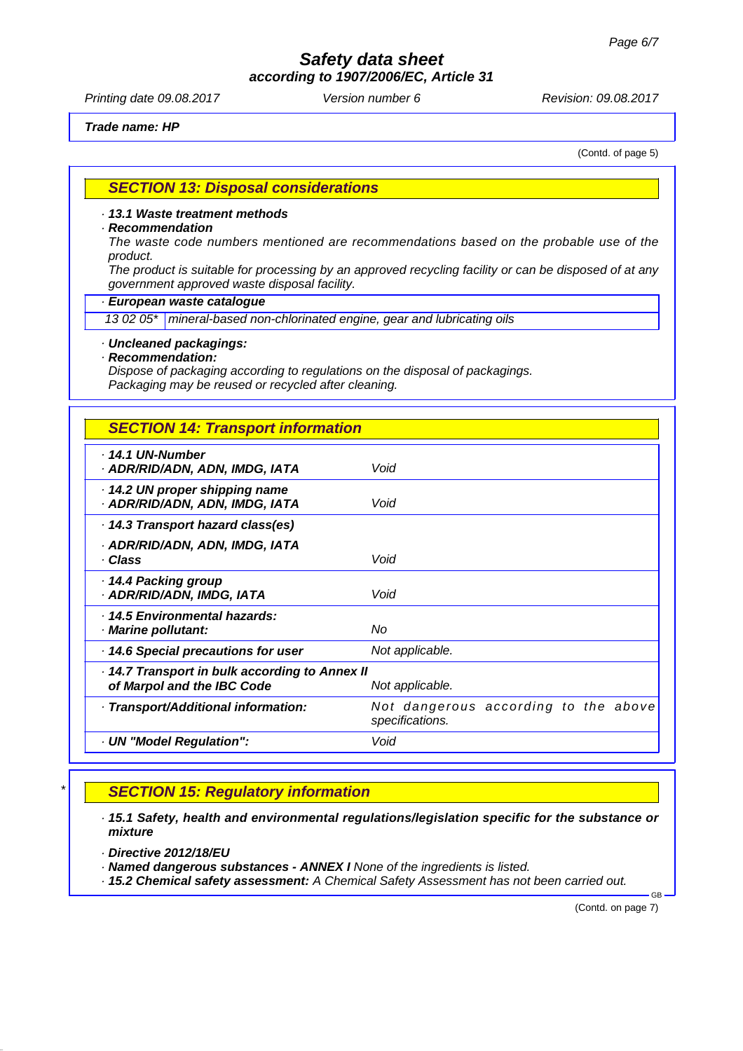*Trade name: HP*

(Contd. of page 5)

## SECTION 13: Disposal considerations

· **13.1 Waste treatment methods**
· **Recommendation**
The waste code numbers mentioned are recommendations based on the probable use of the product.
The product is suitable for processing by an approved recycling facility or can be disposed of at any government approved waste disposal facility.

· **European waste catalogue**

| | |
|---|---|
| 13 02 05* | mineral-based non-chlorinated engine, gear and lubricating oils |

· **Uncleaned packagings:**
· **Recommendation:**
Dispose of packaging according to regulations on the disposal of packagings.
Packaging may be reused or recycled after cleaning.

## SECTION 14: Transport information

| | |
|---|---|
| · **14.1 UN-Number**<br>· **ADR/RID/ADN, ADN, IMDG, IATA** | Void |
| · **14.2 UN proper shipping name**<br>· **ADR/RID/ADN, ADN, IMDG, IATA** | Void |
| · **14.3 Transport hazard class(es)**<br>· **ADR/RID/ADN, ADN, IMDG, IATA**<br>· **Class** | Void |
| · **14.4 Packing group**<br>· **ADR/RID/ADN, IMDG, IATA** | Void |
| · **14.5 Environmental hazards:**<br>· **Marine pollutant:** | No |
| · **14.6 Special precautions for user** | Not applicable. |
| · **14.7 Transport in bulk according to Annex II of Marpol and the IBC Code** | Not applicable. |
| · **Transport/Additional information:** | Not dangerous according to the above specifications. |
| · **UN "Model Regulation":** | Void |

## * SECTION 15: Regulatory information

· **15.1 Safety, health and environmental regulations/legislation specific for the substance or mixture**

· **Directive 2012/18/EU**
· **Named dangerous substances - ANNEX I** None of the ingredients is listed.
· **15.2 Chemical safety assessment:** A Chemical Safety Assessment has not been carried out.

(Contd. on page 7)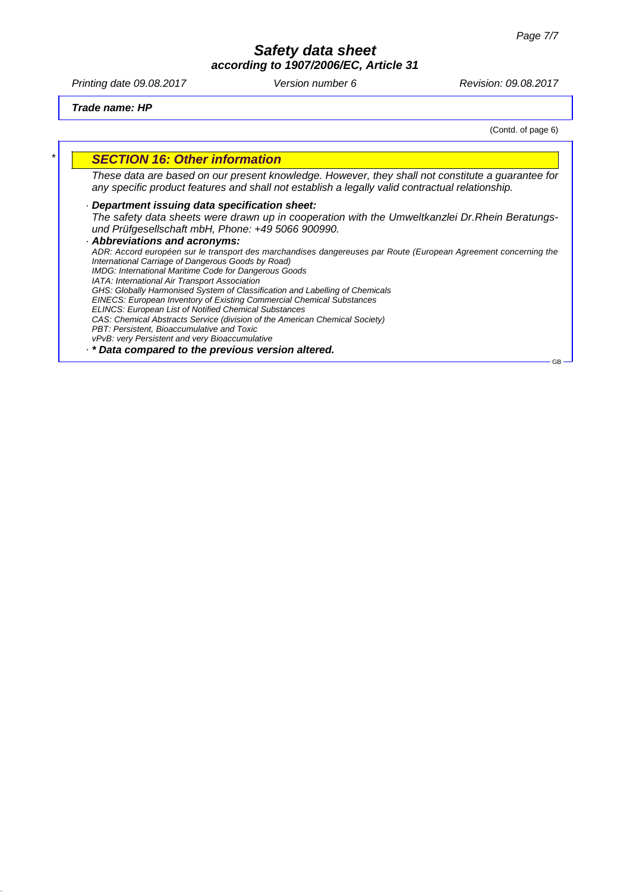Trade name: HP

(Contd. of page 6)

## * SECTION 16: Other information

*These data are based on our present knowledge. However, they shall not constitute a guarantee for any specific product features and shall not establish a legally valid contractual relationship.*

· **Department issuing data specification sheet:**
*The safety data sheets were drawn up in cooperation with the Umweltkanzlei Dr.Rhein Beratungs- und Prüfgesellschaft mbH, Phone: +49 5066 900990.*

· **Abbreviations and acronyms:**
*ADR: Accord européen sur le transport des marchandises dangereuses par Route (European Agreement concerning the International Carriage of Dangerous Goods by Road)*
*IMDG: International Maritime Code for Dangerous Goods*
*IATA: International Air Transport Association*
*GHS: Globally Harmonised System of Classification and Labelling of Chemicals*
*EINECS: European Inventory of Existing Commercial Chemical Substances*
*ELINCS: European List of Notified Chemical Substances*
*CAS: Chemical Abstracts Service (division of the American Chemical Society)*
*PBT: Persistent, Bioaccumulative and Toxic*
*vPvB: very Persistent and very Bioaccumulative*

· *** Data compared to the previous version altered.**